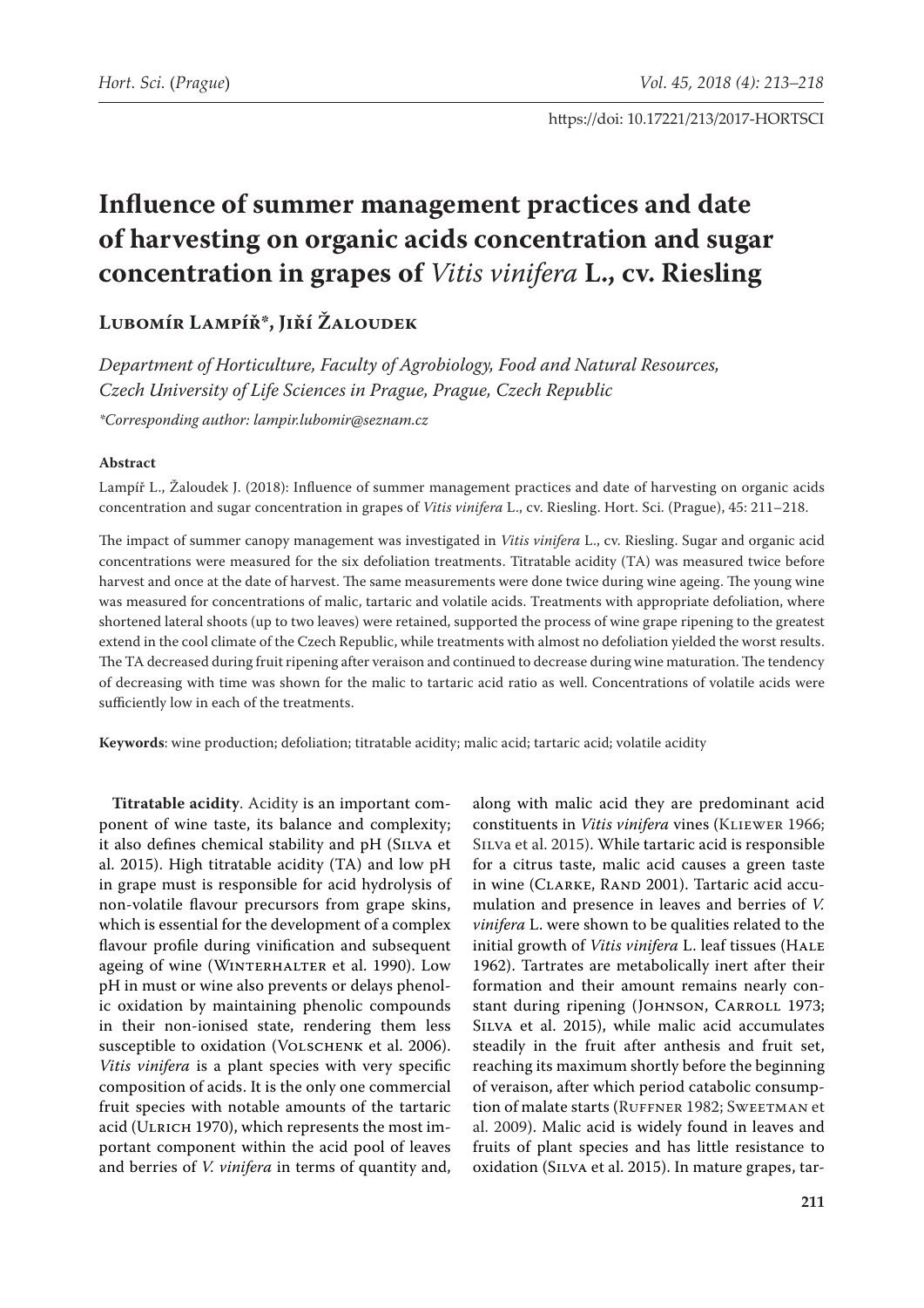https://doi: 10.17221/213/2017-HORTSCI

# Influence of summer management practices and date of harvesting on organic acids concentration and sugar concentration in grapes of *Vitis vinifera* L., cv. Riesling

**Lubomír Lampíř\*, Jiří Žaloudek**

*Department of Horticulture, Faculty of Agrobiology, Food and Natural Resources, Czech University of Life Sciences in Prague, Prague, Czech Republic*

*\*Corresponding author: lampir.lubomir@seznam.cz*

### Abstract

Lampíř L., Žaloudek J. (2018): Influence of summer management practices and date of harvesting on organic acids concentration and sugar concentration in grapes of *Vitis vinifera* L., cv. Riesling. Hort. Sci. (Prague), 45: 211–218.

The impact of summer canopy management was investigated in *Vitis vinifera* L., cv. Riesling. Sugar and organic acid concentrations were measured for the six defoliation treatments. Titratable acidity (TA) was measured twice before harvest and once at the date of harvest. The same measurements were done twice during wine ageing. The young wine was measured for concentrations of malic, tartaric and volatile acids. Treatments with appropriate defoliation, where shortened lateral shoots (up to two leaves) were retained, supported the process of wine grape ripening to the greatest extend in the cool climate of the Czech Republic, while treatments with almost no defoliation yielded the worst results. The TA decreased during fruit ripening after veraison and continued to decrease during wine maturation. The tendency of decreasing with time was shown for the malic to tartaric acid ratio as well. Concentrations of volatile acids were sufficiently low in each of the treatments.

**Keywords**: wine production; defoliation; titratable acidity; malic acid; tartaric acid; volatile acidity

**Titratable acidity**. Acidity is an important component of wine taste, its balance and complexity; it also defines chemical stability and pH (Silva et al. 2015). High titratable acidity (TA) and low pH in grape must is responsible for acid hydrolysis of non-volatile flavour precursors from grape skins, which is essential for the development of a complex flavour profile during vinification and subsequent ageing of wine (Winterhalter et al. 1990). Low pH in must or wine also prevents or delays phenolic oxidation by maintaining phenolic compounds in their non-ionised state, rendering them less susceptible to oxidation (Volschenk et al. 2006). *Vitis vinifera* is a plant species with very specific composition of acids. It is the only one commercial fruit species with notable amounts of the tartaric acid (Ulrich 1970), which represents the most important component within the acid pool of leaves and berries of *V. vinifera* in terms of quantity and, along with malic acid they are predominant acid constituents in *Vitis vinifera* vines (Kliewer 1966; Silva et al. 2015). While tartaric acid is responsible for a citrus taste, malic acid causes a green taste in wine (Clarke, Rand 2001). Tartaric acid accumulation and presence in leaves and berries of *V. vinifera* L. were shown to be qualities related to the initial growth of *Vitis vinifera* L. leaf tissues (Hale 1962). Tartrates are metabolically inert after their formation and their amount remains nearly constant during ripening (Johnson, Carroll 1973; Silva et al. 2015), while malic acid accumulates steadily in the fruit after anthesis and fruit set, reaching its maximum shortly before the beginning of veraison, after which period catabolic consumption of malate starts (Ruffner 1982; Sweetman et al. 2009). Malic acid is widely found in leaves and fruits of plant species and has little resistance to oxidation (Silva et al. 2015). In mature grapes, tar-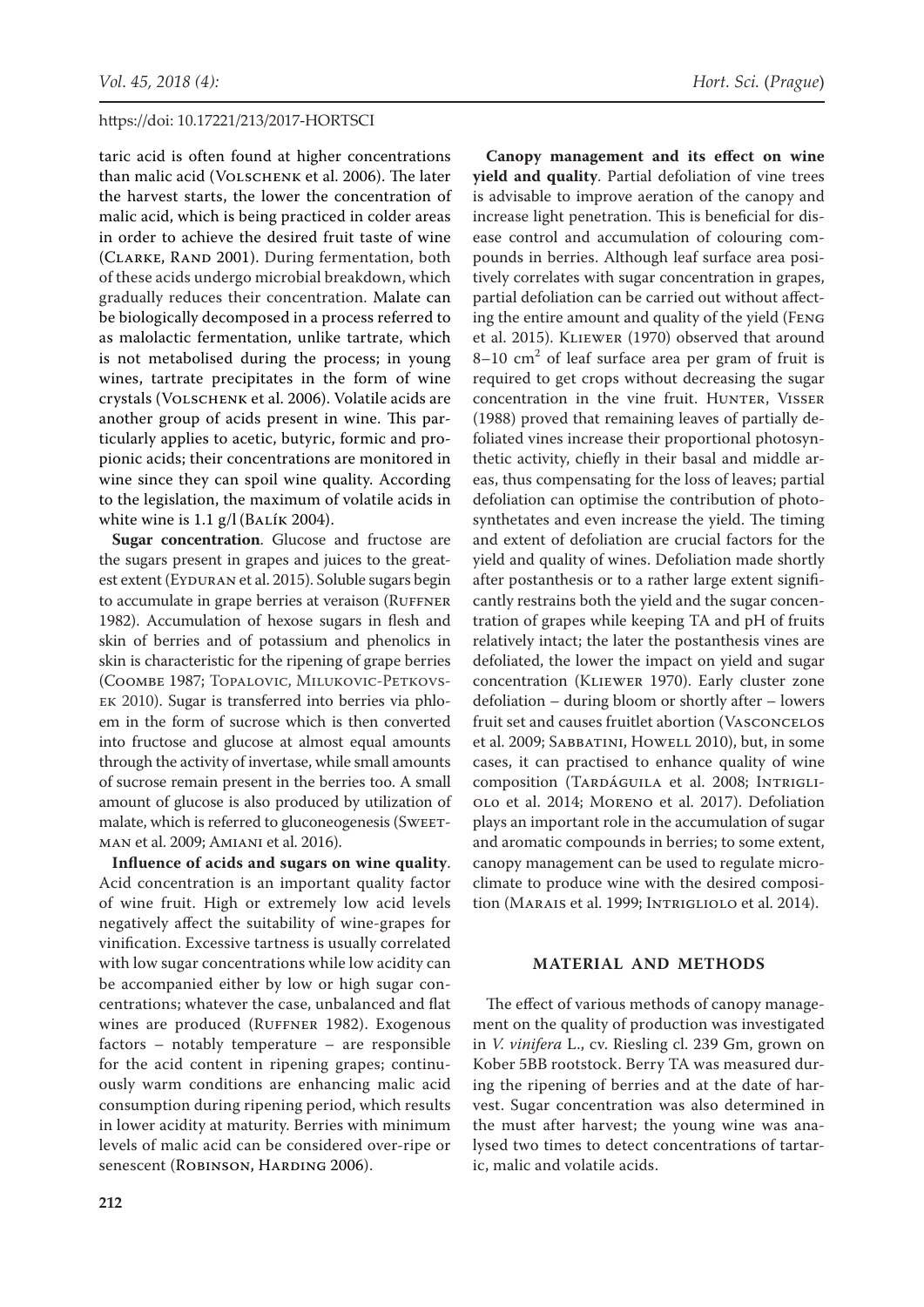taric acid is often found at higher concentrations than malic acid (Volschenk et al. 2006). The later the harvest starts, the lower the concentration of malic acid, which is being practiced in colder areas in order to achieve the desired fruit taste of wine (Clarke, Rand 2001). During fermentation, both of these acids undergo microbial breakdown, which gradually reduces their concentration. Malate can be biologically decomposed in a process referred to as malolactic fermentation, unlike tartrate, which is not metabolised during the process; in young wines, tartrate precipitates in the form of wine crystals (Volschenk et al. 2006). Volatile acids are another group of acids present in wine. This particularly applies to acetic, butyric, formic and propionic acids; their concentrations are monitored in wine since they can spoil wine quality. According to the legislation, the maximum of volatile acids in white wine is 1.1 g/l (Balík 2004).

**Sugar concentration**. Glucose and fructose are the sugars present in grapes and juices to the greatest extent (Eyduran et al. 2015). Soluble sugars begin to accumulate in grape berries at veraison (Ruffner 1982). Accumulation of hexose sugars in flesh and skin of berries and of potassium and phenolics in skin is characteristic for the ripening of grape berries (Coombe 1987; Topalovic, Milukovic-Petkovsek 2010). Sugar is transferred into berries via phloem in the form of sucrose which is then converted into fructose and glucose at almost equal amounts through the activity of invertase, while small amounts of sucrose remain present in the berries too. A small amount of glucose is also produced by utilization of malate, which is referred to gluconeogenesis (Sweetman et al. 2009; Amiani et al. 2016).

**Influence of acids and sugars on wine quality**. Acid concentration is an important quality factor of wine fruit. High or extremely low acid levels negatively affect the suitability of wine-grapes for vinification. Excessive tartness is usually correlated with low sugar concentrations while low acidity can be accompanied either by low or high sugar concentrations; whatever the case, unbalanced and flat wines are produced (Ruffner 1982). Exogenous factors – notably temperature – are responsible for the acid content in ripening grapes; continuously warm conditions are enhancing malic acid consumption during ripening period, which results in lower acidity at maturity. Berries with minimum levels of malic acid can be considered over-ripe or senescent (Robinson, Harding 2006).

**Canopy management and its effect on wine yield and quality**. Partial defoliation of vine trees is advisable to improve aeration of the canopy and increase light penetration. This is beneficial for disease control and accumulation of colouring compounds in berries. Although leaf surface area positively correlates with sugar concentration in grapes, partial defoliation can be carried out without affecting the entire amount and quality of the yield (Feng et al. 2015). Kliewer (1970) observed that around 8–10 $cm^2$ of leaf surface area per gram of fruit is required to get crops without decreasing the sugar concentration in the vine fruit. Hunter, Visser (1988) proved that remaining leaves of partially defoliated vines increase their proportional photosynthetic activity, chiefly in their basal and middle areas, thus compensating for the loss of leaves; partial defoliation can optimise the contribution of photosynthetates and even increase the yield. The timing and extent of defoliation are crucial factors for the yield and quality of wines. Defoliation made shortly after postanthesis or to a rather large extent significantly restrains both the yield and the sugar concentration of grapes while keeping TA and pH of fruits relatively intact; the later the postanthesis vines are defoliated, the lower the impact on yield and sugar concentration (Kliewer 1970). Early cluster zone defoliation – during bloom or shortly after – lowers fruit set and causes fruitlet abortion (Vasconcelos et al. 2009; Sabbatini, Howell 2010), but, in some cases, it can practised to enhance quality of wine composition (Tardáguila et al. 2008; Intrigliolo et al. 2014; Moreno et al. 2017). Defoliation plays an important role in the accumulation of sugar and aromatic compounds in berries; to some extent, canopy management can be used to regulate microclimate to produce wine with the desired composition (Marais et al. 1999; Intrigliolo et al. 2014).

## MATERIAL AND METHODS

The effect of various methods of canopy management on the quality of production was investigated in *V. vinifera* L., cv. Riesling cl. 239 Gm, grown on Kober 5BB rootstock. Berry TA was measured during the ripening of berries and at the date of harvest. Sugar concentration was also determined in the must after harvest; the young wine was analysed two times to detect concentrations of tartaric, malic and volatile acids.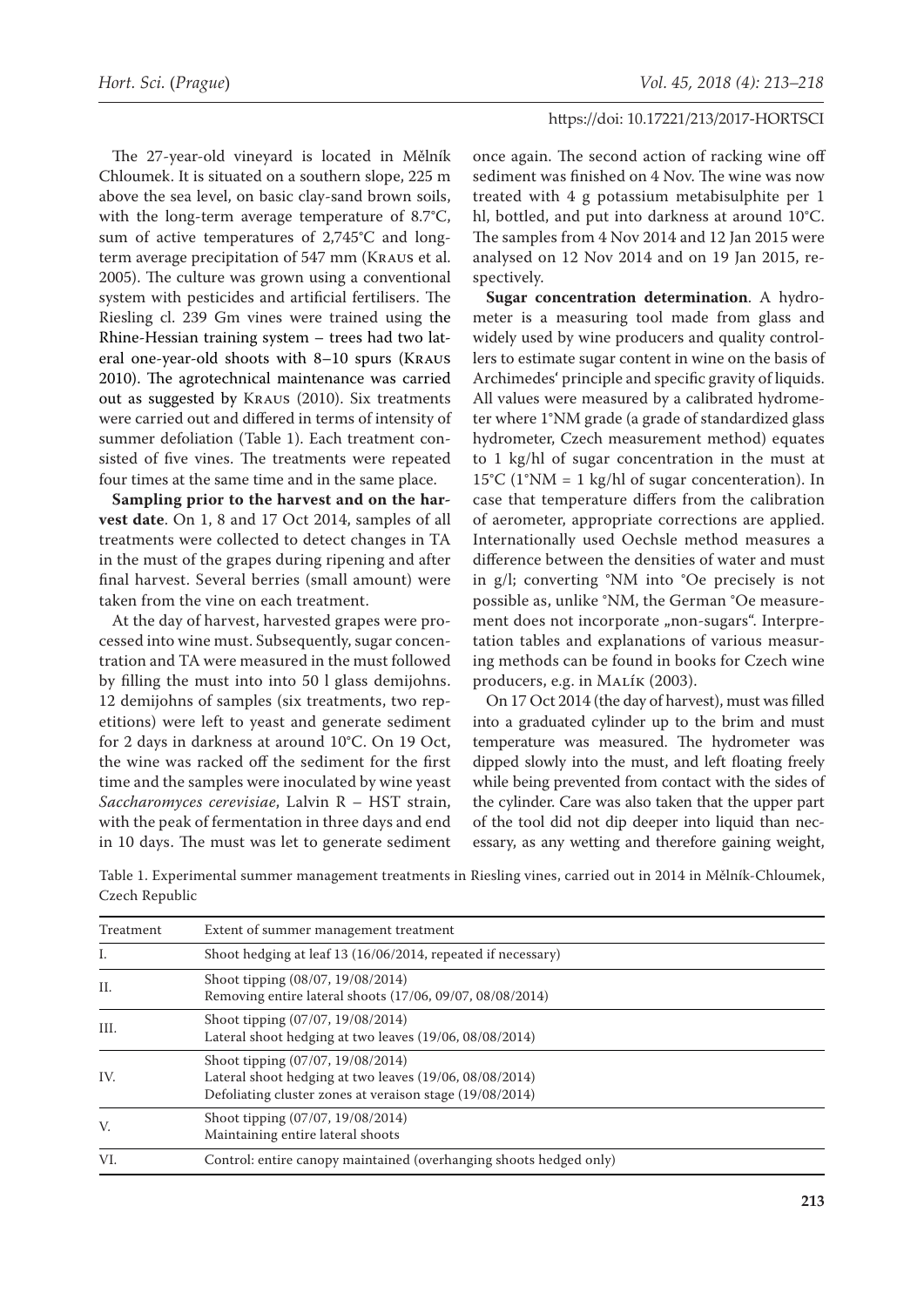The 27-year-old vineyard is located in Mělník Chloumek. It is situated on a southern slope, 225 m above the sea level, on basic clay-sand brown soils, with the long-term average temperature of 8.7°C, sum of active temperatures of 2,745°C and long-term average precipitation of 547 mm (Kraus et al. 2005). The culture was grown using a conventional system with pesticides and artificial fertilisers. The Riesling cl. 239 Gm vines were trained using the Rhine-Hessian training system – trees had two lateral one-year-old shoots with 8–10 spurs (Kraus 2010). The agrotechnical maintenance was carried out as suggested by Kraus (2010). Six treatments were carried out and differed in terms of intensity of summer defoliation (Table 1). Each treatment consisted of five vines. The treatments were repeated four times at the same time and in the same place.

**Sampling prior to the harvest and on the harvest date**. On 1, 8 and 17 Oct 2014, samples of all treatments were collected to detect changes in TA in the must of the grapes during ripening and after final harvest. Several berries (small amount) were taken from the vine on each treatment.

At the day of harvest, harvested grapes were processed into wine must. Subsequently, sugar concentration and TA were measured in the must followed by filling the must into into 50 l glass demijohns. 12 demijohns of samples (six treatments, two repetitions) were left to yeast and generate sediment for 2 days in darkness at around 10°C. On 19 Oct, the wine was racked off the sediment for the first time and the samples were inoculated by wine yeast *Saccharomyces cerevisiae*, Lalvin R – HST strain, with the peak of fermentation in three days and end in 10 days. The must was let to generate sediment once again. The second action of racking wine off sediment was finished on 4 Nov. The wine was now treated with 4 g potassium metabisulphite per 1 hl, bottled, and put into darkness at around 10°C. The samples from 4 Nov 2014 and 12 Jan 2015 were analysed on 12 Nov 2014 and on 19 Jan 2015, respectively.

**Sugar concentration determination**. A hydrometer is a measuring tool made from glass and widely used by wine producers and quality controllers to estimate sugar content in wine on the basis of Archimedes' principle and specific gravity of liquids. All values were measured by a calibrated hydrometer where 1°NM grade (a grade of standardized glass hydrometer, Czech measurement method) equates to 1 kg/hl of sugar concentration in the must at 15°C (1°NM = 1 kg/hl of sugar concenteration). In case that temperature differs from the calibration of aerometer, appropriate corrections are applied. Internationally used Oechsle method measures a difference between the densities of water and must in g/l; converting °NM into °Oe precisely is not possible as, unlike °NM, the German °Oe measurement does not incorporate „non-sugars". Interpretation tables and explanations of various measuring methods can be found in books for Czech wine producers, e.g. in Malík (2003).

On 17 Oct 2014 (the day of harvest), must was filled into a graduated cylinder up to the brim and must temperature was measured. The hydrometer was dipped slowly into the must, and left floating freely while being prevented from contact with the sides of the cylinder. Care was also taken that the upper part of the tool did not dip deeper into liquid than necessary, as any wetting and therefore gaining weight,

Table 1. Experimental summer management treatments in Riesling vines, carried out in 2014 in Mělník-Chloumek, Czech Republic

| Treatment | Extent of summer management treatment |
|---|---|
| I. | Shoot hedging at leaf 13 (16/06/2014, repeated if necessary) |
| II. | Shoot tipping (08/07, 19/08/2014)<br>Removing entire lateral shoots (17/06, 09/07, 08/08/2014) |
| III. | Shoot tipping (07/07, 19/08/2014)<br>Lateral shoot hedging at two leaves (19/06, 08/08/2014) |
| IV. | Shoot tipping (07/07, 19/08/2014)<br>Lateral shoot hedging at two leaves (19/06, 08/08/2014)<br>Defoliating cluster zones at veraison stage (19/08/2014) |
| V. | Shoot tipping (07/07, 19/08/2014)<br>Maintaining entire lateral shoots |
| VI. | Control: entire canopy maintained (overhanging shoots hedged only) |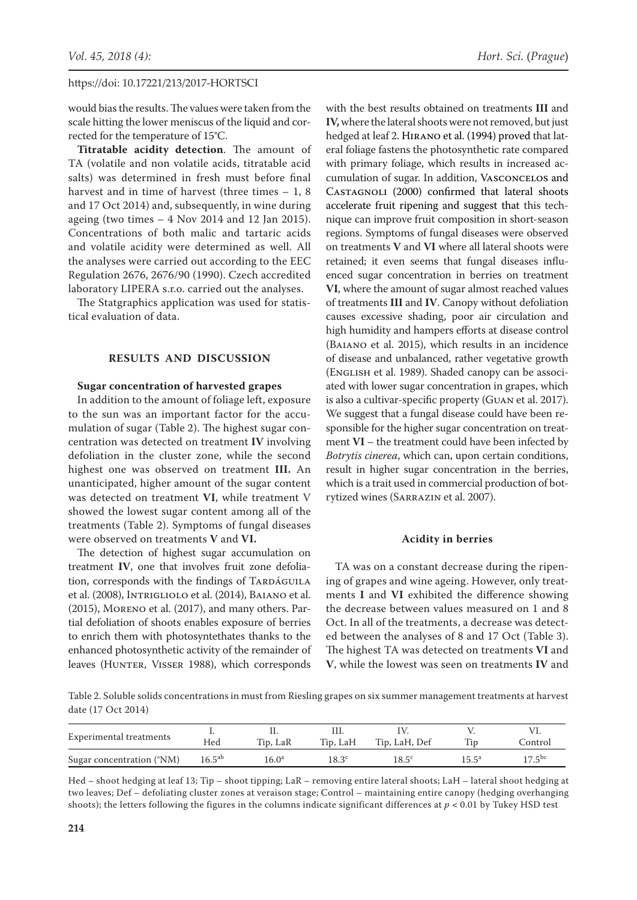would bias the results. The values were taken from the scale hitting the lower meniscus of the liquid and corrected for the temperature of 15°C.

**Titratable acidity detection**. The amount of TA (volatile and non volatile acids, titratable acid salts) was determined in fresh must before final harvest and in time of harvest (three times – 1, 8 and 17 Oct 2014) and, subsequently, in wine during ageing (two times – 4 Nov 2014 and 12 Jan 2015). Concentrations of both malic and tartaric acids and volatile acidity were determined as well. All the analyses were carried out according to the EEC Regulation 2676, 2676/90 (1990). Czech accredited laboratory LIPERA s.r.o. carried out the analyses.

The Statgraphics application was used for statistical evaluation of data.

## RESULTS AND DISCUSSION

### Sugar concentration of harvested grapes

In addition to the amount of foliage left, exposure to the sun was an important factor for the accumulation of sugar (Table 2). The highest sugar concentration was detected on treatment **IV** involving defoliation in the cluster zone, while the second highest one was observed on treatment **III.** An unanticipated, higher amount of the sugar content was detected on treatment **VI**, while treatment V showed the lowest sugar content among all of the treatments (Table 2). Symptoms of fungal diseases were observed on treatments **V** and **VI.**

The detection of highest sugar accumulation on treatment **IV**, one that involves fruit zone defoliation, corresponds with the findings of Tardáguila et al. (2008), Intrigliolo et al. (2014), Baiano et al. (2015), Moreno et al. (2017), and many others. Partial defoliation of shoots enables exposure of berries to enrich them with photosyntethates thanks to the enhanced photosynthetic activity of the remainder of leaves (Hunter, Visser 1988), which corresponds with the best results obtained on treatments **III** and **IV,** where the lateral shoots were not removed, but just hedged at leaf 2. Hirano et al. (1994) proved that lateral foliage fastens the photosynthetic rate compared with primary foliage, which results in increased accumulation of sugar. In addition, Vasconcelos and Castagnoli (2000) confirmed that lateral shoots accelerate fruit ripening and suggest that this technique can improve fruit composition in short-season regions. Symptoms of fungal diseases were observed on treatments **V** and **VI** where all lateral shoots were retained; it even seems that fungal diseases influenced sugar concentration in berries on treatment **VI**, where the amount of sugar almost reached values of treatments **III** and **IV**. Canopy without defoliation causes excessive shading, poor air circulation and high humidity and hampers efforts at disease control (Baiano et al. 2015), which results in an incidence of disease and unbalanced, rather vegetative growth (English et al. 1989). Shaded canopy can be associated with lower sugar concentration in grapes, which is also a cultivar-specific property (Guan et al. 2017). We suggest that a fungal disease could have been responsible for the higher sugar concentration on treatment **VI** – the treatment could have been infected by *Botrytis cinerea*, which can, upon certain conditions, result in higher sugar concentration in the berries, which is a trait used in commercial production of botrytized wines (Sarrazin et al. 2007).

### Acidity in berries

TA was on a constant decrease during the ripening of grapes and wine ageing. However, only treatments **I** and **VI** exhibited the difference showing the decrease between values measured on 1 and 8 Oct. In all of the treatments, a decrease was detected between the analyses of 8 and 17 Oct (Table 3). The highest TA was detected on treatments **VI** and **V**, while the lowest was seen on treatments **IV** and

Table 2. Soluble solids concentrations in must from Riesling grapes on six summer management treatments at harvest date (17 Oct 2014)

| Experimental treatments | I. Hed | II. Tip, LaR | III. Tip, LaH | IV. Tip, LaH, Def | V. Tip | VI. Control |
|---|---|---|---|---|---|---|
| Sugar concentration (°NM) | $16.5^{ab}$ | $16.0^{a}$ | $18.3^{c}$ | $18.5^{c}$ | $15.5^{a}$ | $17.5^{bc}$ |

Hed – shoot hedging at leaf 13; Tip – shoot tipping; LaR – removing entire lateral shoots; LaH – lateral shoot hedging at two leaves; Def – defoliating cluster zones at veraison stage; Control – maintaining entire canopy (hedging overhanging shoots); the letters following the figures in the columns indicate significant differences at $p < 0.01$ by Tukey HSD test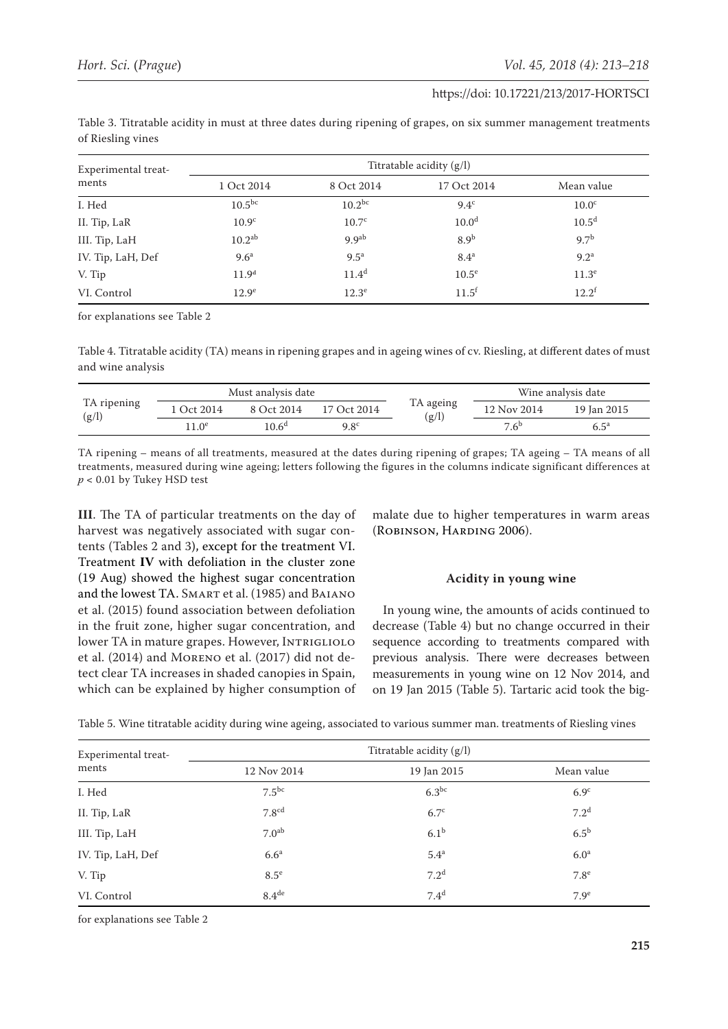Table 3. Titratable acidity in must at three dates during ripening of grapes, on six summer management treatments of Riesling vines

| Experimental treatments | Titratable acidity (g/l) | | | |
|---|---|---|---|---|
| | 1 Oct 2014 | 8 Oct 2014 | 17 Oct 2014 | Mean value |
| I. Hed | $10.5^{bc}$ | $10.2^{bc}$ | $9.4^{c}$ | $10.0^{c}$ |
| II. Tip, LaR | $10.9^{c}$ | $10.7^{c}$ | $10.0^{d}$ | $10.5^{d}$ |
| III. Tip, LaH | $10.2^{ab}$ | $9.9^{ab}$ | $8.9^{b}$ | $9.7^{b}$ |
| IV. Tip, LaH, Def | $9.6^{a}$ | $9.5^{a}$ | $8.4^{a}$ | $9.2^{a}$ |
| V. Tip | $11.9^{d}$ | $11.4^{d}$ | $10.5^{e}$ | $11.3^{e}$ |
| VI. Control | $12.9^{e}$ | $12.3^{e}$ | $11.5^{f}$ | $12.2^{f}$ |

for explanations see Table 2

Table 4. Titratable acidity (TA) means in ripening grapes and in ageing wines of cv. Riesling, at different dates of must and wine analysis

| TA ripening (g/l) | Must analysis date | | | TA ageing (g/l) | Wine analysis date | |
|---|---|---|---|---|---|---|
| | 1 Oct 2014 | 8 Oct 2014 | 17 Oct 2014 | | 12 Nov 2014 | 19 Jan 2015 |
| | $11.0^{e}$ | $10.6^{d}$ | $9.8^{c}$ | | $7.6^{b}$ | $6.5^{a}$ |

TA ripening – means of all treatments, measured at the dates during ripening of grapes; TA ageing – TA means of all treatments, measured during wine ageing; letters following the figures in the columns indicate significant differences at $p < 0.01$ by Tukey HSD test

**III**. The TA of particular treatments on the day of harvest was negatively associated with sugar contents (Tables 2 and 3), except for the treatment VI. Treatment **IV** with defoliation in the cluster zone (19 Aug) showed the highest sugar concentration and the lowest TA. Smart et al. (1985) and Baiano et al. (2015) found association between defoliation in the fruit zone, higher sugar concentration, and lower TA in mature grapes. However, Intrigliolo et al. (2014) and Moreno et al. (2017) did not detect clear TA increases in shaded canopies in Spain, which can be explained by higher consumption of malate due to higher temperatures in warm areas (Robinson, Harding 2006).

### Acidity in young wine

In young wine, the amounts of acids continued to decrease (Table 4) but no change occurred in their sequence according to treatments compared with previous analysis. There were decreases between measurements in young wine on 12 Nov 2014, and on 19 Jan 2015 (Table 5). Tartaric acid took the big-

Table 5. Wine titratable acidity during wine ageing, associated to various summer man. treatments of Riesling vines

| Experimental treatments | Titratable acidity (g/l) | | |
|---|---|---|---|
| | 12 Nov 2014 | 19 Jan 2015 | Mean value |
| I. Hed | $7.5^{bc}$ | $6.3^{bc}$ | $6.9^{c}$ |
| II. Tip, LaR | $7.8^{cd}$ | $6.7^{c}$ | $7.2^{d}$ |
| III. Tip, LaH | $7.0^{ab}$ | $6.1^{b}$ | $6.5^{b}$ |
| IV. Tip, LaH, Def | $6.6^{a}$ | $5.4^{a}$ | $6.0^{a}$ |
| V. Tip | $8.5^{e}$ | $7.2^{d}$ | $7.8^{e}$ |
| VI. Control | $8.4^{de}$ | $7.4^{d}$ | $7.9^{e}$ |

for explanations see Table 2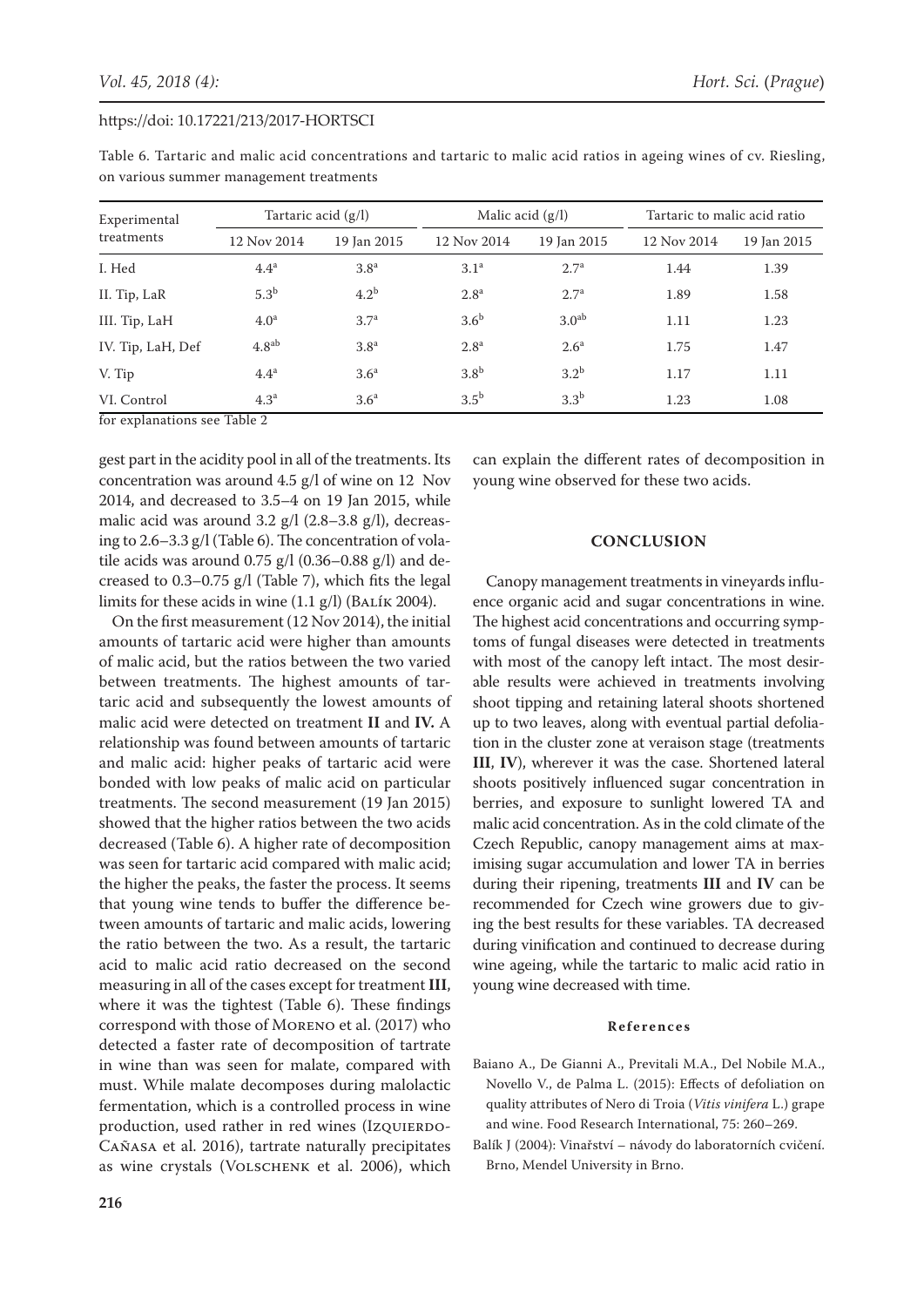Table 6. Tartaric and malic acid concentrations and tartaric to malic acid ratios in ageing wines of cv. Riesling, on various summer management treatments

| Experimental treatments | Tartaric acid (g/l) | | Malic acid (g/l) | | Tartaric to malic acid ratio | |
|---|---|---|---|---|---|---|
| | 12 Nov 2014 | 19 Jan 2015 | 12 Nov 2014 | 19 Jan 2015 | 12 Nov 2014 | 19 Jan 2015 |
| I. Hed | $4.4^{a}$ | $3.8^{a}$ | $3.1^{a}$ | $2.7^{a}$ | 1.44 | 1.39 |
| II. Tip, LaR | $5.3^{b}$ | $4.2^{b}$ | $2.8^{a}$ | $2.7^{a}$ | 1.89 | 1.58 |
| III. Tip, LaH | $4.0^{a}$ | $3.7^{a}$ | $3.6^{b}$ | $3.0^{ab}$ | 1.11 | 1.23 |
| IV. Tip, LaH, Def | $4.8^{ab}$ | $3.8^{a}$ | $2.8^{a}$ | $2.6^{a}$ | 1.75 | 1.47 |
| V. Tip | $4.4^{a}$ | $3.6^{a}$ | $3.8^{b}$ | $3.2^{b}$ | 1.17 | 1.11 |
| VI. Control | $4.3^{a}$ | $3.6^{a}$ | $3.5^{b}$ | $3.3^{b}$ | 1.23 | 1.08 |

for explanations see Table 2

gest part in the acidity pool in all of the treatments. Its concentration was around 4.5 g/l of wine on 12 Nov 2014, and decreased to 3.5–4 on 19 Jan 2015, while malic acid was around 3.2 g/l (2.8–3.8 g/l), decreasing to 2.6–3.3 g/l (Table 6). The concentration of volatile acids was around 0.75 g/l (0.36–0.88 g/l) and decreased to 0.3–0.75 g/l (Table 7), which fits the legal limits for these acids in wine (1.1 g/l) (Balík 2004).

On the first measurement (12 Nov 2014), the initial amounts of tartaric acid were higher than amounts of malic acid, but the ratios between the two varied between treatments. The highest amounts of tartaric acid and subsequently the lowest amounts of malic acid were detected on treatment **II** and **IV.** A relationship was found between amounts of tartaric and malic acid: higher peaks of tartaric acid were bonded with low peaks of malic acid on particular treatments. The second measurement (19 Jan 2015) showed that the higher ratios between the two acids decreased (Table 6). A higher rate of decomposition was seen for tartaric acid compared with malic acid; the higher the peaks, the faster the process. It seems that young wine tends to buffer the difference between amounts of tartaric and malic acids, lowering the ratio between the two. As a result, the tartaric acid to malic acid ratio decreased on the second measuring in all of the cases except for treatment **III**, where it was the tightest (Table 6). These findings correspond with those of Moreno et al. (2017) who detected a faster rate of decomposition of tartrate in wine than was seen for malate, compared with must. While malate decomposes during malolactic fermentation, which is a controlled process in wine production, used rather in red wines (Izquierdo-Cañasa et al. 2016), tartrate naturally precipitates as wine crystals (Volschenk et al. 2006), which can explain the different rates of decomposition in young wine observed for these two acids.

## CONCLUSION

Canopy management treatments in vineyards influence organic acid and sugar concentrations in wine. The highest acid concentrations and occurring symptoms of fungal diseases were detected in treatments with most of the canopy left intact. The most desirable results were achieved in treatments involving shoot tipping and retaining lateral shoots shortened up to two leaves, along with eventual partial defoliation in the cluster zone at veraison stage (treatments **III**, **IV**), wherever it was the case. Shortened lateral shoots positively influenced sugar concentration in berries, and exposure to sunlight lowered TA and malic acid concentration. As in the cold climate of the Czech Republic, canopy management aims at maximising sugar accumulation and lower TA in berries during their ripening, treatments **III** and **IV** can be recommended for Czech wine growers due to giving the best results for these variables. TA decreased during vinification and continued to decrease during wine ageing, while the tartaric to malic acid ratio in young wine decreased with time.

### References

Baiano A., De Gianni A., Previtali M.A., Del Nobile M.A., Novello V., de Palma L. (2015): Effects of defoliation on quality attributes of Nero di Troia (*Vitis vinifera* L.) grape and wine. Food Research International, 75: 260–269.

Balík J (2004): Vinařství – návody do laboratorních cvičení. Brno, Mendel University in Brno.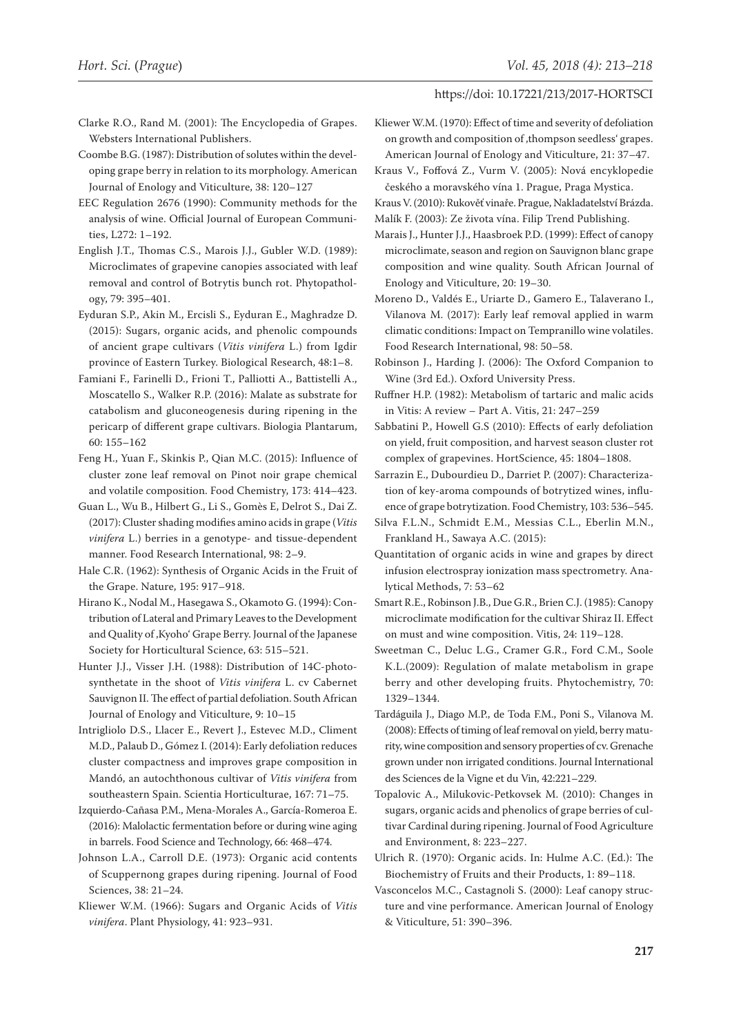Clarke R.O., Rand M. (2001): The Encyclopedia of Grapes. Websters International Publishers.

Coombe B.G. (1987): Distribution of solutes within the developing grape berry in relation to its morphology. American Journal of Enology and Viticulture, 38: 120–127

EEC Regulation 2676 (1990): Community methods for the analysis of wine. Official Journal of European Communities, L272: 1–192.

English J.T., Thomas C.S., Marois J.J., Gubler W.D. (1989): Microclimates of grapevine canopies associated with leaf removal and control of Botrytis bunch rot. Phytopathology, 79: 395–401.

Eyduran S.P., Akin M., Ercisli S., Eyduran E., Maghradze D. (2015): Sugars, organic acids, and phenolic compounds of ancient grape cultivars (*Vitis vinifera* L.) from Igdir province of Eastern Turkey. Biological Research, 48:1–8.

Famiani F., Farinelli D., Frioni T., Palliotti A., Battistelli A., Moscatello S., Walker R.P. (2016): Malate as substrate for catabolism and gluconeogenesis during ripening in the pericarp of different grape cultivars. Biologia Plantarum, 60: 155–162

Feng H., Yuan F., Skinkis P., Qian M.C. (2015): Influence of cluster zone leaf removal on Pinot noir grape chemical and volatile composition. Food Chemistry, 173: 414–423.

Guan L., Wu B., Hilbert G., Li S., Gomès E, Delrot S., Dai Z. (2017): Cluster shading modifies amino acids in grape (*Vitis vinifera* L.) berries in a genotype- and tissue-dependent manner. Food Research International, 98: 2–9.

Hale C.R. (1962): Synthesis of Organic Acids in the Fruit of the Grape. Nature, 195: 917–918.

Hirano K., Nodal M., Hasegawa S., Okamoto G. (1994): Contribution of Lateral and Primary Leaves to the Development and Quality of ‚Kyoho' Grape Berry. Journal of the Japanese Society for Horticultural Science, 63: 515–521.

Hunter J.J., Visser J.H. (1988): Distribution of 14C-photosynthetate in the shoot of *Vitis vinifera* L. cv Cabernet Sauvignon II. The effect of partial defoliation. South African Journal of Enology and Viticulture, 9: 10–15

Intrigliolo D.S., Llacer E., Revert J., Estevec M.D., Climent M.D., Palaub D., Gómez I. (2014): Early defoliation reduces cluster compactness and improves grape composition in Mandó, an autochthonous cultivar of *Vitis vinifera* from southeastern Spain. Scientia Horticulturae, 167: 71–75.

Izquierdo-Cañasa P.M., Mena-Morales A., García-Romeroa E. (2016): Malolactic fermentation before or during wine aging in barrels. Food Science and Technology, 66: 468–474.

Johnson L.A., Carroll D.E. (1973): Organic acid contents of Scuppernong grapes during ripening. Journal of Food Sciences, 38: 21–24.

Kliewer W.M. (1966): Sugars and Organic Acids of *Vitis vinifera*. Plant Physiology, 41: 923–931.

Kliewer W.M. (1970): Effect of time and severity of defoliation on growth and composition of ‚thompson seedless' grapes. American Journal of Enology and Viticulture, 21: 37–47.

Kraus V., Foffová Z., Vurm V. (2005): Nová encyklopedie českého a moravského vína 1. Prague, Praga Mystica.

Kraus V. (2010): Rukověť vinaře. Prague, Nakladatelství Brázda.

Malík F. (2003): Ze života vína. Filip Trend Publishing.

Marais J., Hunter J.J., Haasbroek P.D. (1999): Effect of canopy microclimate, season and region on Sauvignon blanc grape composition and wine quality. South African Journal of Enology and Viticulture, 20: 19–30.

Moreno D., Valdés E., Uriarte D., Gamero E., Talaverano I., Vilanova M. (2017): Early leaf removal applied in warm climatic conditions: Impact on Tempranillo wine volatiles. Food Research International, 98: 50–58.

Robinson J., Harding J. (2006): The Oxford Companion to Wine (3rd Ed.). Oxford University Press.

Ruffner H.P. (1982): Metabolism of tartaric and malic acids in Vitis: A review – Part A. Vitis, 21: 247–259

Sabbatini P., Howell G.S (2010): Effects of early defoliation on yield, fruit composition, and harvest season cluster rot complex of grapevines. HortScience, 45: 1804–1808.

Sarrazin E., Dubourdieu D., Darriet P. (2007): Characterization of key-aroma compounds of botrytized wines, influence of grape botrytization. Food Chemistry, 103: 536–545.

Silva F.L.N., Schmidt E.M., Messias C.L., Eberlin M.N., Frankland H., Sawaya A.C. (2015):

Quantitation of organic acids in wine and grapes by direct infusion electrospray ionization mass spectrometry. Analytical Methods, 7: 53–62

Smart R.E., Robinson J.B., Due G.R., Brien C.J. (1985): Canopy microclimate modification for the cultivar Shiraz II. Effect on must and wine composition. Vitis, 24: 119–128.

Sweetman C., Deluc L.G., Cramer G.R., Ford C.M., Soole K.L.(2009): Regulation of malate metabolism in grape berry and other developing fruits. Phytochemistry, 70: 1329–1344.

Tardáguila J., Diago M.P., de Toda F.M., Poni S., Vilanova M. (2008): Effects of timing of leaf removal on yield, berry maturity, wine composition and sensory properties of cv. Grenache grown under non irrigated conditions. Journal International des Sciences de la Vigne et du Vin, 42:221–229.

Topalovic A., Milukovic-Petkovsek M. (2010): Changes in sugars, organic acids and phenolics of grape berries of cultivar Cardinal during ripening. Journal of Food Agriculture and Environment, 8: 223–227.

Ulrich R. (1970): Organic acids. In: Hulme A.C. (Ed.): The Biochemistry of Fruits and their Products, 1: 89–118.

Vasconcelos M.C., Castagnoli S. (2000): Leaf canopy structure and vine performance. American Journal of Enology & Viticulture, 51: 390–396.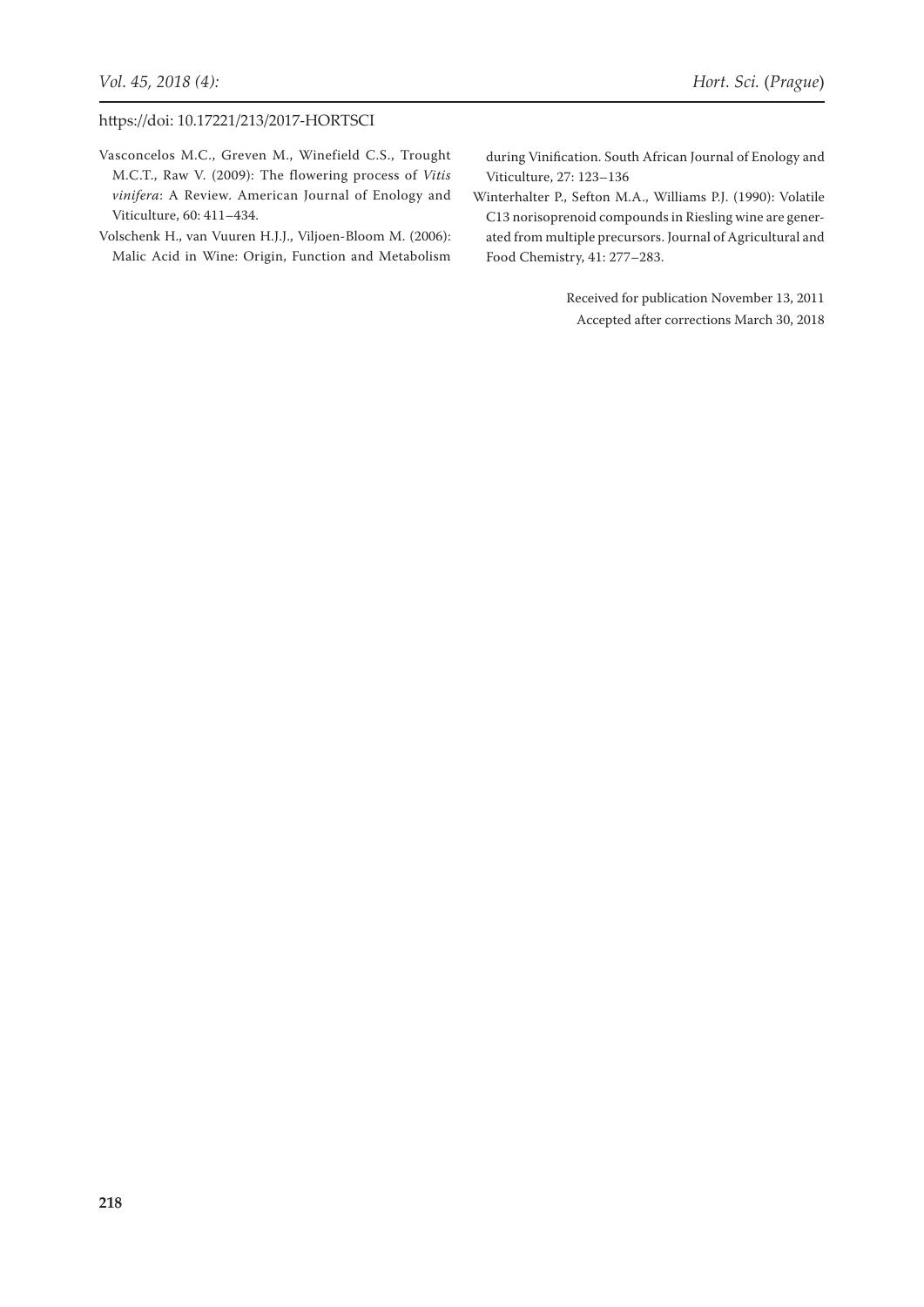Vasconcelos M.C., Greven M., Winefield C.S., Trought M.C.T., Raw V. (2009): The flowering process of *Vitis vinifera*: A Review. American Journal of Enology and Viticulture, 60: 411–434.

Volschenk H., van Vuuren H.J.J., Viljoen-Bloom M. (2006): Malic Acid in Wine: Origin, Function and Metabolism during Vinification. South African Journal of Enology and Viticulture, 27: 123–136

Winterhalter P., Sefton M.A., Williams P.J. (1990): Volatile C13 norisoprenoid compounds in Riesling wine are generated from multiple precursors. Journal of Agricultural and Food Chemistry, 41: 277–283.

Received for publication November 13, 2011
Accepted after corrections March 30, 2018